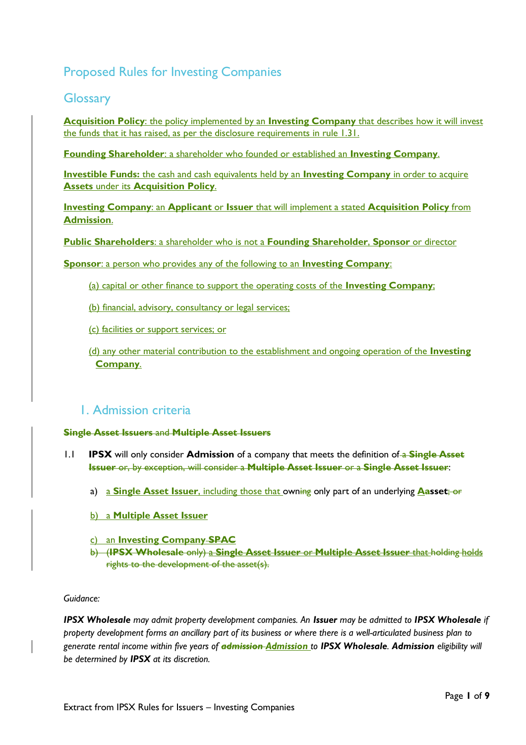# Proposed Rules for Investing Companies

## Glossary

**Acquisition Policy**: the policy implemented by an **Investing Company** that describes how it will invest the funds that it has raised, as per the disclosure requirements in rule 1.31.

**Founding Shareholder**: a shareholder who founded or established an **Investing Company**.

**Investible Funds:** the cash and cash equivalents held by an **Investing Company** in order to acquire **Assets** under its **Acquisition Policy**.

**Investing Company**: an **Applicant** or **Issuer** that will implement a stated **Acquisition Policy** from **Admission**.

**Public Shareholders**: a shareholder who is not a **Founding Shareholder**, **Sponsor** or director

**Sponsor**: a person who provides any of the following to an **Investing Company**:

(a) capital or other finance to support the operating costs of the **Investing Company**;

(b) financial, advisory, consultancy or legal services;

(c) facilities or support services; or

(d) any other material contribution to the establishment and ongoing operation of the **Investing Company**.

## 1. Admission criteria

**Single Asset Issuers** and **Multiple Asset Issuers**

1.1 **IPSX** will only consider **Admission** of a company that meets the definition of ~~a **Single Asset Issuer** or, by exception, will consider a **Multiple Asset Issuer** or a **Single Asset Issuer**~~:

a) a **Single Asset Issuer**, including those that owning only part of an underlying ~~A~~**A**asset~~; or~~

b) a **Multiple Asset Issuer**

c) an **Investing Company** ~~**SPAC**~~

~~b) (**IPSX Wholesale** only) a **Single Asset Issuer** or **Multiple Asset Issuer** that holding holds rights to the development of the asset(s).~~

*Guidance:*

***IPSX Wholesale** may admit property development companies. An **Issuer** may be admitted to **IPSX Wholesale** if property development forms an ancillary part of its business or where there is a well-articulated business plan to generate rental income within five years of ~~**admission**~~ **Admission** to **IPSX Wholesale**. **Admission** eligibility will be determined by **IPSX** at its discretion.*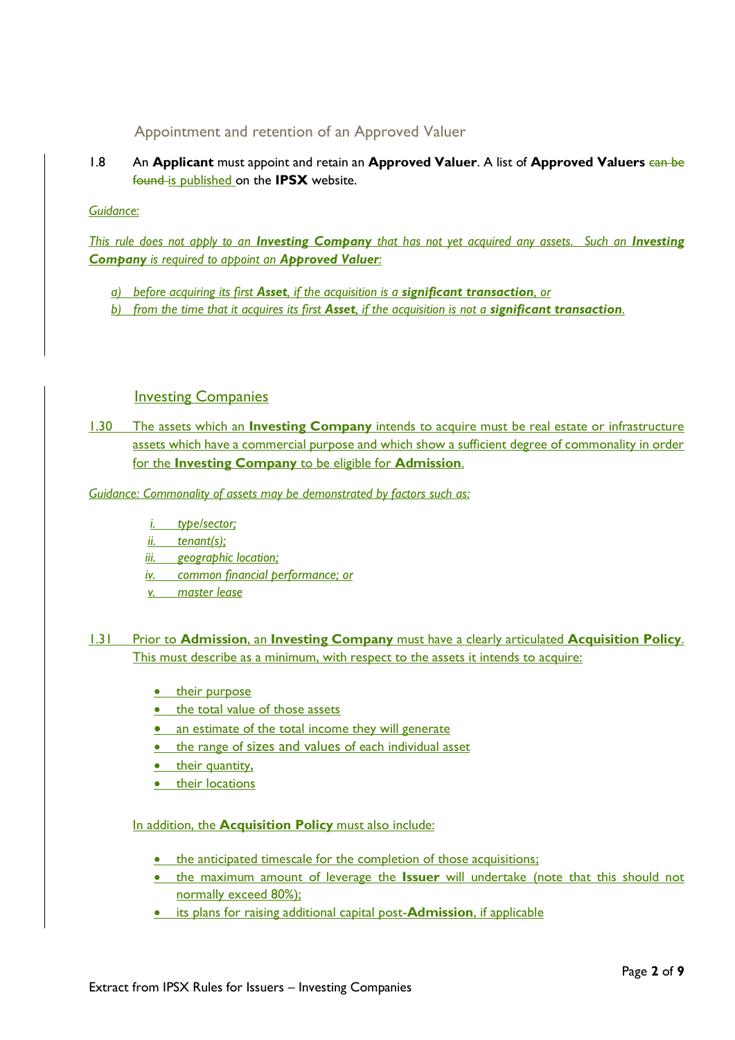### Appointment and retention of an Approved Valuer

1.8 An **Applicant** must appoint and retain an **Approved Valuer**. A list of **Approved Valuers** ~~can be found~~ is published on the **IPSX** website.

*Guidance:*

*This rule does not apply to an **Investing Company** that has not yet acquired any assets. Such an **Investing Company** is required to appoint an **Approved Valuer**:*

*a) before acquiring its first **Asset**, if the acquisition is a **significant transaction**, or*
*b) from the time that it acquires its first **Asset**, if the acquisition is not a **significant transaction**.*

### Investing Companies

1.30 The assets which an **Investing Company** intends to acquire must be real estate or infrastructure assets which have a commercial purpose and which show a sufficient degree of commonality in order for the **Investing Company** to be eligible for **Admission**.

*Guidance: Commonality of assets may be demonstrated by factors such as:*

*i. type/sector;*
*ii. tenant(s);*
*iii. geographic location;*
*iv. common financial performance; or*
*v. master lease*

1.31 Prior to **Admission**, an **Investing Company** must have a clearly articulated **Acquisition Policy**. This must describe as a minimum, with respect to the assets it intends to acquire:

- their purpose
- the total value of those assets
- an estimate of the total income they will generate
- the range of sizes and values of each individual asset
- their quantity,
- their locations

In addition, the **Acquisition Policy** must also include:

- the anticipated timescale for the completion of those acquisitions;
- the maximum amount of leverage the **Issuer** will undertake (note that this should not normally exceed 80%);
- its plans for raising additional capital post-**Admission**, if applicable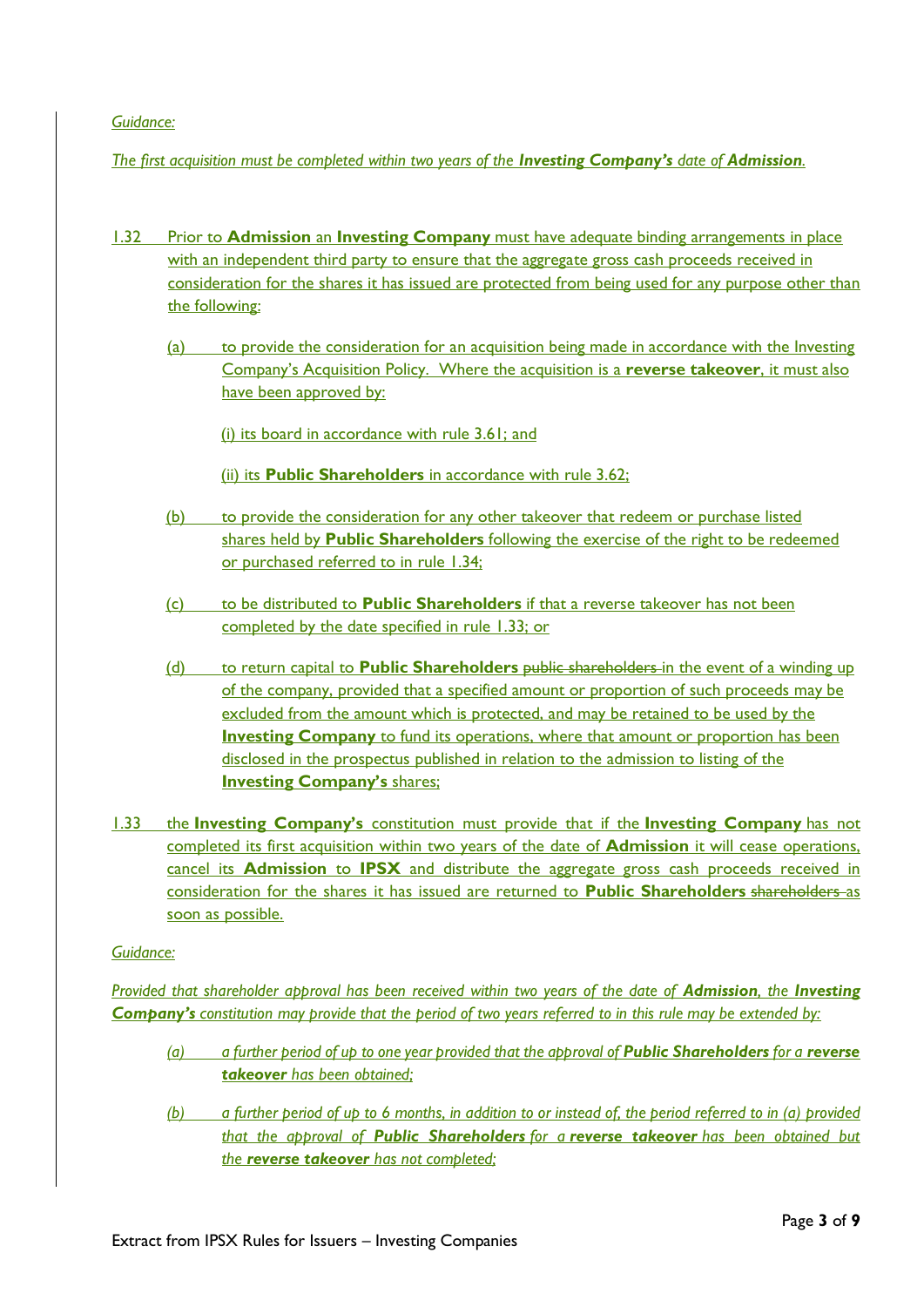*Guidance:*

*The first acquisition must be completed within two years of the **Investing Company's** date of **Admission**.*

1.32 Prior to **Admission** an **Investing Company** must have adequate binding arrangements in place with an independent third party to ensure that the aggregate gross cash proceeds received in consideration for the shares it has issued are protected from being used for any purpose other than the following:

(a) to provide the consideration for an acquisition being made in accordance with the Investing Company's Acquisition Policy. Where the acquisition is a **reverse takeover**, it must also have been approved by:

(i) its board in accordance with rule 3.61; and

(ii) its **Public Shareholders** in accordance with rule 3.62;

(b) to provide the consideration for any other takeover that redeem or purchase listed shares held by **Public Shareholders** following the exercise of the right to be redeemed or purchased referred to in rule 1.34;

(c) to be distributed to **Public Shareholders** if that a reverse takeover has not been completed by the date specified in rule 1.33; or

(d) to return capital to **Public Shareholders** ~~public shareholders~~ in the event of a winding up of the company, provided that a specified amount or proportion of such proceeds may be excluded from the amount which is protected, and may be retained to be used by the **Investing Company** to fund its operations, where that amount or proportion has been disclosed in the prospectus published in relation to the admission to listing of the **Investing Company's** shares;

1.33 the **Investing Company's** constitution must provide that if the **Investing Company** has not completed its first acquisition within two years of the date of **Admission** it will cease operations, cancel its **Admission** to **IPSX** and distribute the aggregate gross cash proceeds received in consideration for the shares it has issued are returned to **Public Shareholders** ~~shareholders~~ as soon as possible.

*Guidance:*

*Provided that shareholder approval has been received within two years of the date of **Admission**, the **Investing Company's** constitution may provide that the period of two years referred to in this rule may be extended by:*

*(a) a further period of up to one year provided that the approval of **Public Shareholders** for a **reverse takeover** has been obtained;*

*(b) a further period of up to 6 months, in addition to or instead of, the period referred to in (a) provided that the approval of **Public Shareholders** for a **reverse takeover** has been obtained but the **reverse takeover** has not completed;*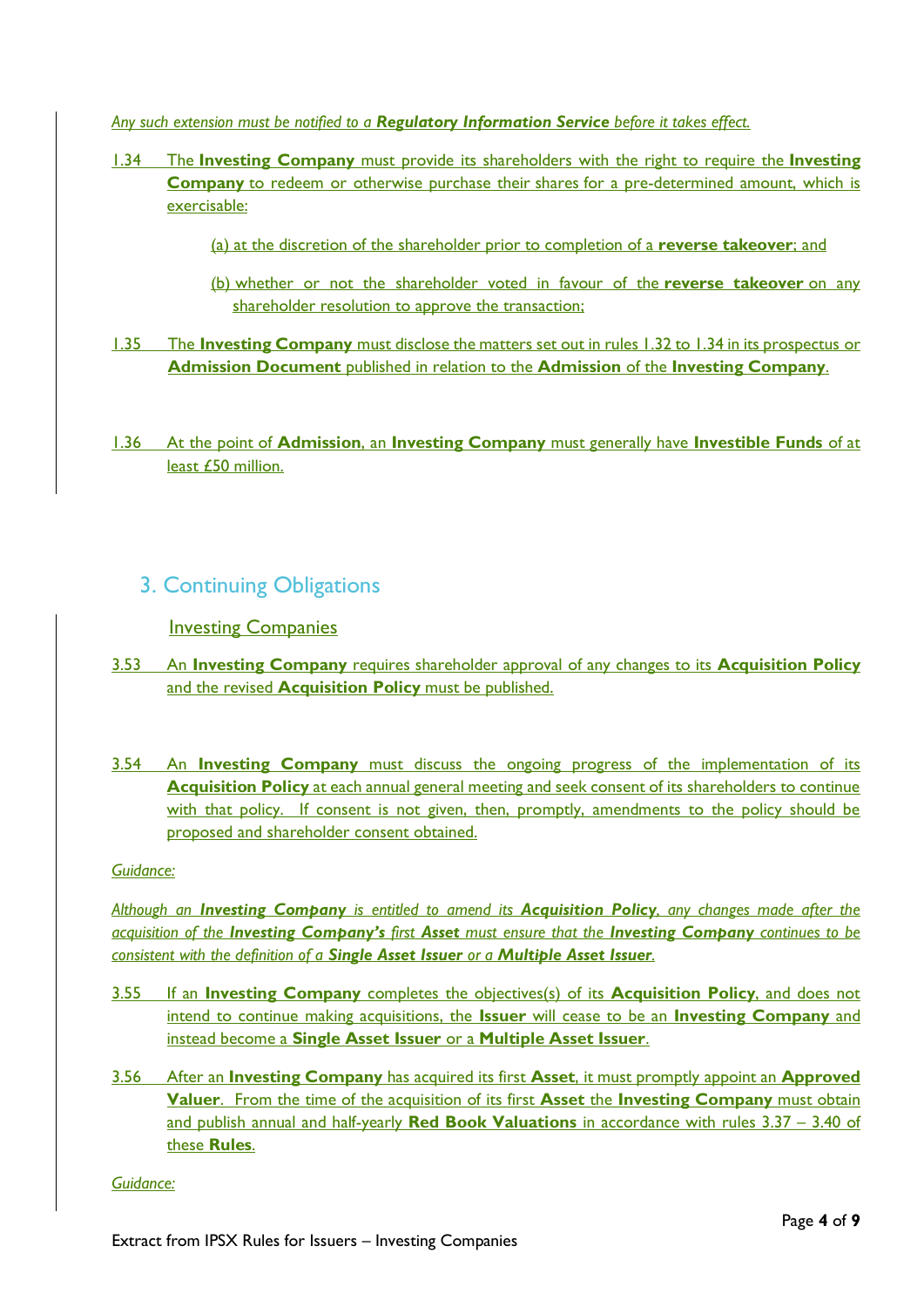*Any such extension must be notified to a **Regulatory Information Service** before it takes effect.*

1.34 The **Investing Company** must provide its shareholders with the right to require the **Investing Company** to redeem or otherwise purchase their shares for a pre-determined amount, which is exercisable:

(a) at the discretion of the shareholder prior to completion of a **reverse takeover**; and

(b) whether or not the shareholder voted in favour of the **reverse takeover** on any shareholder resolution to approve the transaction;

1.35 The **Investing Company** must disclose the matters set out in rules 1.32 to 1.34 in its prospectus or **Admission Document** published in relation to the **Admission** of the **Investing Company**.

1.36 At the point of **Admission**, an **Investing Company** must generally have **Investible Funds** of at least £50 million.

## 3. Continuing Obligations

### Investing Companies

3.53 An **Investing Company** requires shareholder approval of any changes to its **Acquisition Policy** and the revised **Acquisition Policy** must be published.

3.54 An **Investing Company** must discuss the ongoing progress of the implementation of its **Acquisition Policy** at each annual general meeting and seek consent of its shareholders to continue with that policy. If consent is not given, then, promptly, amendments to the policy should be proposed and shareholder consent obtained.

*Guidance:*

*Although an **Investing Company** is entitled to amend its **Acquisition Policy**, any changes made after the acquisition of the **Investing Company's** first **Asset** must ensure that the **Investing Company** continues to be consistent with the definition of a **Single Asset Issuer** or a **Multiple Asset Issuer**.*

3.55 If an **Investing Company** completes the objectives(s) of its **Acquisition Policy**, and does not intend to continue making acquisitions, the **Issuer** will cease to be an **Investing Company** and instead become a **Single Asset Issuer** or a **Multiple Asset Issuer**.

3.56 After an **Investing Company** has acquired its first **Asset**, it must promptly appoint an **Approved Valuer**. From the time of the acquisition of its first **Asset** the **Investing Company** must obtain and publish annual and half-yearly **Red Book Valuations** in accordance with rules 3.37 – 3.40 of these **Rules**.

*Guidance:*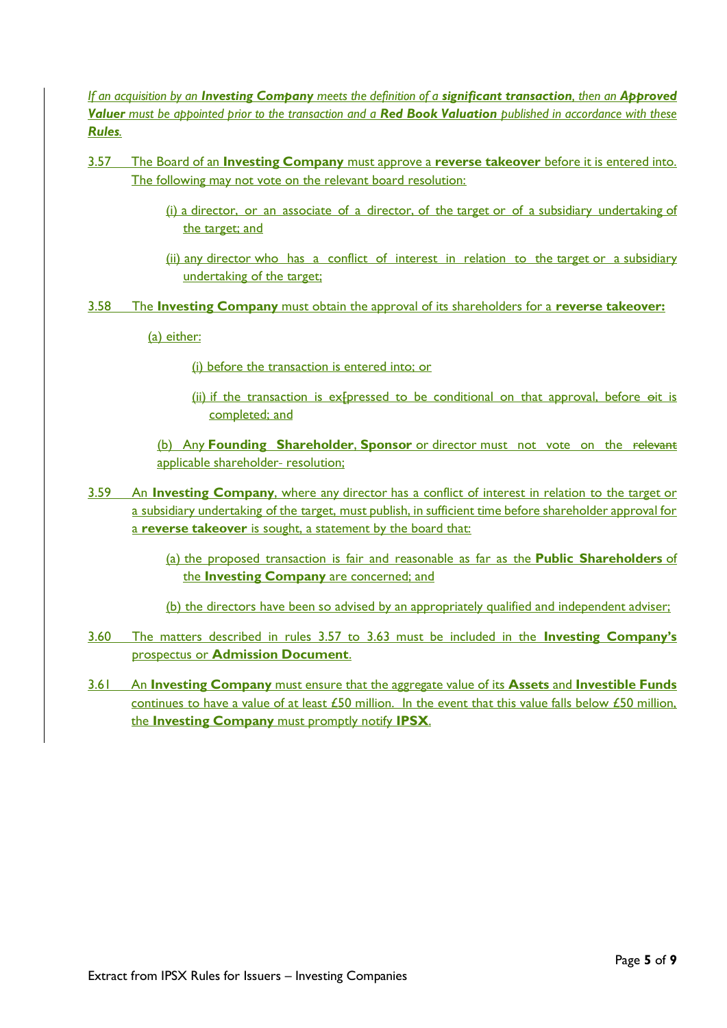*If an acquisition by an **Investing Company** meets the definition of a **significant transaction**, then an **Approved Valuer** must be appointed prior to the transaction and a **Red Book Valuation** published in accordance with these **Rules**.*

3.57 The Board of an **Investing Company** must approve a **reverse takeover** before it is entered into. The following may not vote on the relevant board resolution:

(i) a director, or an associate of a director, of the target or of a subsidiary undertaking of the target; and

(ii) any director who has a conflict of interest in relation to the target or a subsidiary undertaking of the target;

3.58 The **Investing Company** must obtain the approval of its shareholders for a **reverse takeover:**

(a) either:

(i) before the transaction is entered into; or

(ii) if the transaction is ex[pressed to be conditional on that approval, before oit is completed; and

(b) Any **Founding Shareholder**, **Sponsor** or director must not vote on the ~~relevant~~ applicable shareholder- resolution;

3.59 An **Investing Company**, where any director has a conflict of interest in relation to the target or a subsidiary undertaking of the target, must publish, in sufficient time before shareholder approval for a **reverse takeover** is sought, a statement by the board that:

(a) the proposed transaction is fair and reasonable as far as the **Public Shareholders** of the **Investing Company** are concerned; and

(b) the directors have been so advised by an appropriately qualified and independent adviser;

3.60 The matters described in rules 3.57 to 3.63 must be included in the **Investing Company's** prospectus or **Admission Document**.

3.61 An **Investing Company** must ensure that the aggregate value of its **Assets** and **Investible Funds** continues to have a value of at least £50 million. In the event that this value falls below £50 million, the **Investing Company** must promptly notify **IPSX**.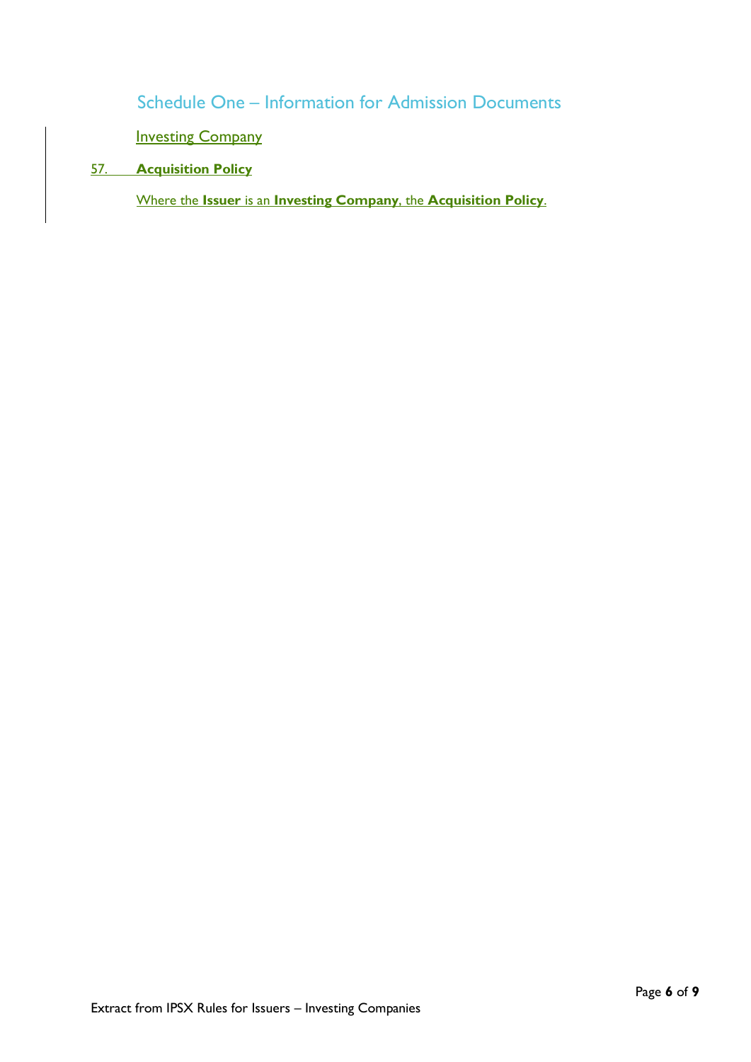## Schedule One – Information for Admission Documents

### Investing Company

**57. Acquisition Policy**

Where the **Issuer** is an **Investing Company**, the **Acquisition Policy**.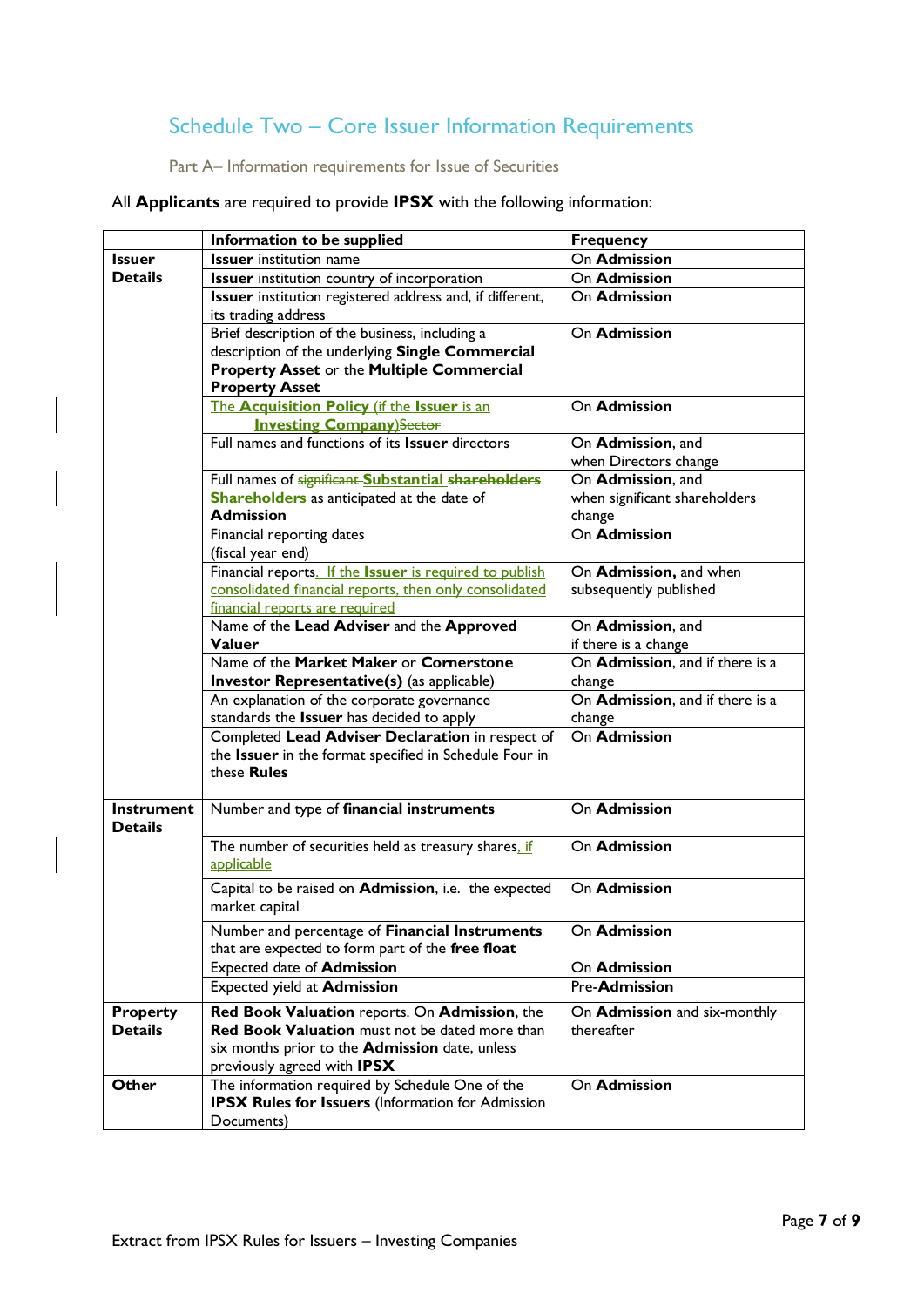## Schedule Two – Core Issuer Information Requirements

### Part A– Information requirements for Issue of Securities

All **Applicants** are required to provide **IPSX** with the following information:

| | **Information to be supplied** | **Frequency** |
|---|---|---|
| **Issuer Details** | **Issuer** institution name | On **Admission** |
| | **Issuer** institution country of incorporation | On **Admission** |
| | **Issuer** institution registered address and, if different, its trading address | On **Admission** |
| | Brief description of the business, including a description of the underlying **Single Commercial Property Asset** or the **Multiple Commercial Property Asset** | On **Admission** |
| | The **Acquisition Policy** (if the **Issuer** is an **Investing Company**)~~Sector~~ | On **Admission** |
| | Full names and functions of its **Issuer** directors | On **Admission**, and when Directors change |
| | Full names of ~~significant~~ **Substantial** ~~**shareholders**~~ **Shareholders** as anticipated at the date of **Admission** | On **Admission**, and when significant shareholders change |
| | Financial reporting dates (fiscal year end) | On **Admission** |
| | Financial reports. If the **Issuer** is required to publish consolidated financial reports, then only consolidated financial reports are required | On **Admission,** and when subsequently published |
| | Name of the **Lead Adviser** and the **Approved Valuer** | On **Admission**, and if there is a change |
| | Name of the **Market Maker** or **Cornerstone Investor Representative(s)** (as applicable) | On **Admission**, and if there is a change |
| | An explanation of the corporate governance standards the **Issuer** has decided to apply | On **Admission**, and if there is a change |
| | Completed **Lead Adviser Declaration** in respect of the **Issuer** in the format specified in Schedule Four in these **Rules** | On **Admission** |
| **Instrument Details** | Number and type of **financial instruments** | On **Admission** |
| | The number of securities held as treasury shares, if applicable | On **Admission** |
| | Capital to be raised on **Admission**, i.e. the expected market capital | On **Admission** |
| | Number and percentage of **Financial Instruments** that are expected to form part of the **free float** | On **Admission** |
| | Expected date of **Admission** | On **Admission** |
| | Expected yield at **Admission** | Pre-**Admission** |
| **Property Details** | **Red Book Valuation** reports. On **Admission**, the **Red Book Valuation** must not be dated more than six months prior to the **Admission** date, unless previously agreed with **IPSX** | On **Admission** and six-monthly thereafter |
| **Other** | The information required by Schedule One of the **IPSX Rules for Issuers** (Information for Admission Documents) | On **Admission** |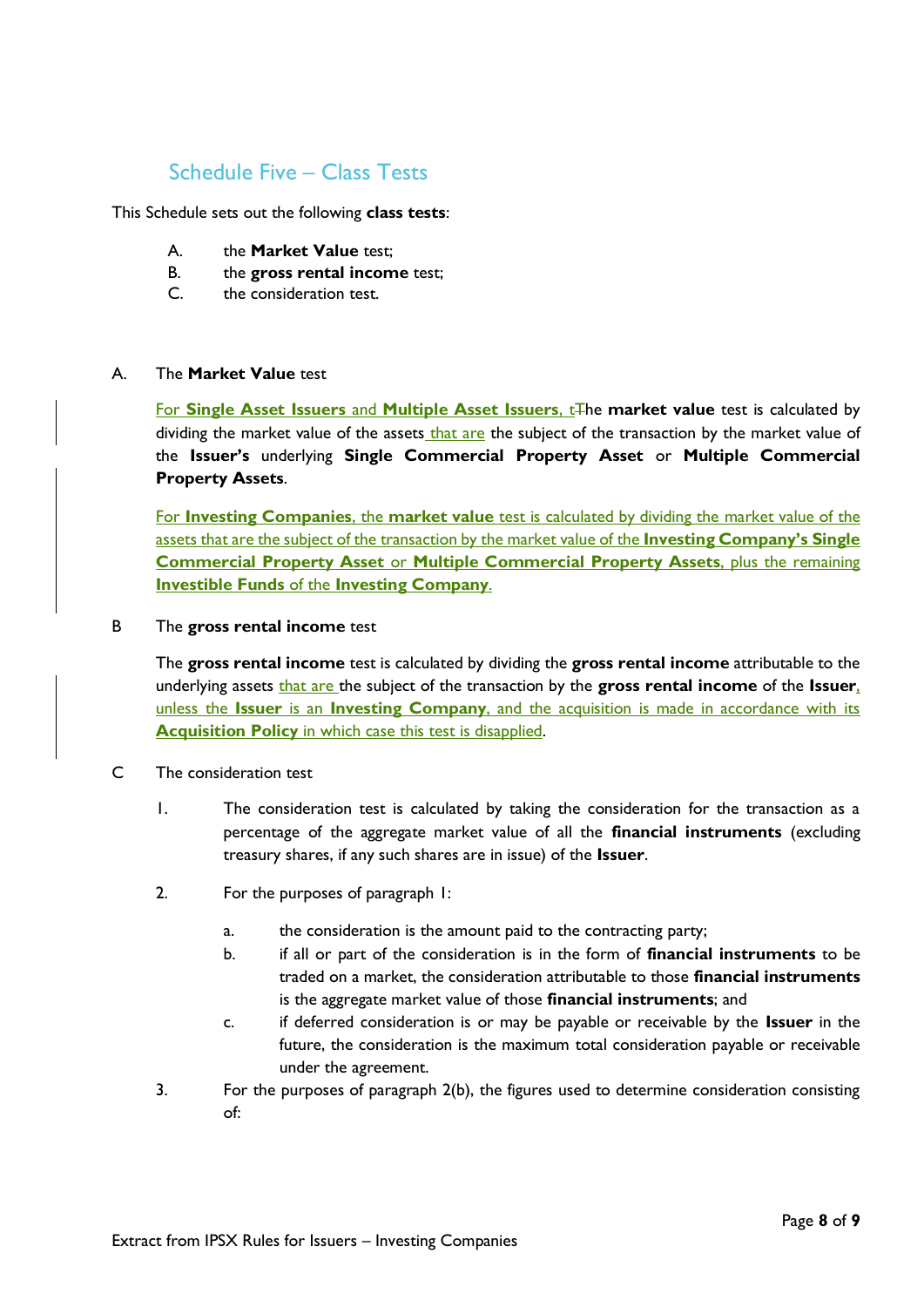## Schedule Five – Class Tests

This Schedule sets out the following **class tests**:

A. the **Market Value** test;
B. the **gross rental income** test;
C. the consideration test.

A. The **Market Value** test

For **Single Asset Issuers** and **Multiple Asset Issuers**, tThe **market value** test is calculated by dividing the market value of the assets that are the subject of the transaction by the market value of the **Issuer's** underlying **Single Commercial Property Asset** or **Multiple Commercial Property Assets**.

For **Investing Companies**, the **market value** test is calculated by dividing the market value of the assets that are the subject of the transaction by the market value of the **Investing Company's Single Commercial Property Asset** or **Multiple Commercial Property Assets**, plus the remaining **Investible Funds** of the **Investing Company**.

B The **gross rental income** test

The **gross rental income** test is calculated by dividing the **gross rental income** attributable to the underlying assets that are the subject of the transaction by the **gross rental income** of the **Issuer**, unless the **Issuer** is an **Investing Company**, and the acquisition is made in accordance with its **Acquisition Policy** in which case this test is disapplied.

C The consideration test

1. The consideration test is calculated by taking the consideration for the transaction as a percentage of the aggregate market value of all the **financial instruments** (excluding treasury shares, if any such shares are in issue) of the **Issuer**.

2. For the purposes of paragraph 1:

   a. the consideration is the amount paid to the contracting party;
   b. if all or part of the consideration is in the form of **financial instruments** to be traded on a market, the consideration attributable to those **financial instruments** is the aggregate market value of those **financial instruments**; and
   c. if deferred consideration is or may be payable or receivable by the **Issuer** in the future, the consideration is the maximum total consideration payable or receivable under the agreement.

3. For the purposes of paragraph 2(b), the figures used to determine consideration consisting of: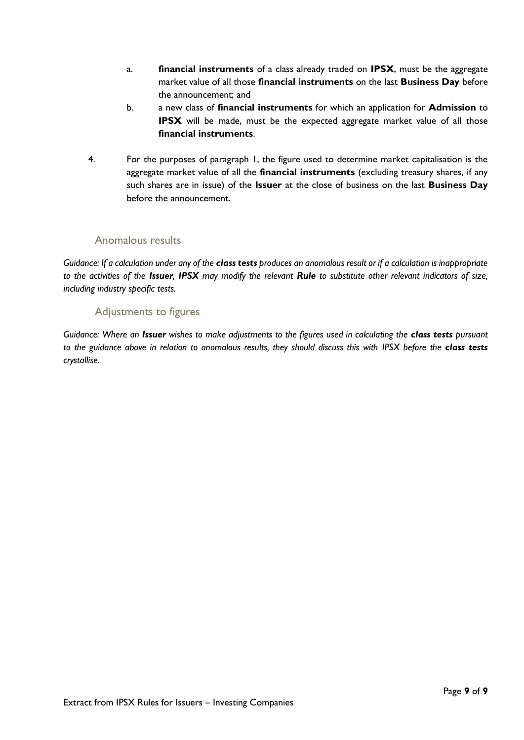a. **financial instruments** of a class already traded on **IPSX**, must be the aggregate market value of all those **financial instruments** on the last **Business Day** before the announcement; and

b. a new class of **financial instruments** for which an application for **Admission** to **IPSX** will be made, must be the expected aggregate market value of all those **financial instruments**.

4. For the purposes of paragraph 1, the figure used to determine market capitalisation is the aggregate market value of all the **financial instruments** (excluding treasury shares, if any such shares are in issue) of the **Issuer** at the close of business on the last **Business Day** before the announcement.

### Anomalous results

*Guidance: If a calculation under any of the **class tests** produces an anomalous result or if a calculation is inappropriate to the activities of the **Issuer**, **IPSX** may modify the relevant **Rule** to substitute other relevant indicators of size, including industry specific tests.*

### Adjustments to figures

*Guidance: Where an **Issuer** wishes to make adjustments to the figures used in calculating the **class tests** pursuant to the guidance above in relation to anomalous results, they should discuss this with IPSX before the **class tests** crystallise.*

Extract from IPSX Rules for Issuers – Investing Companies